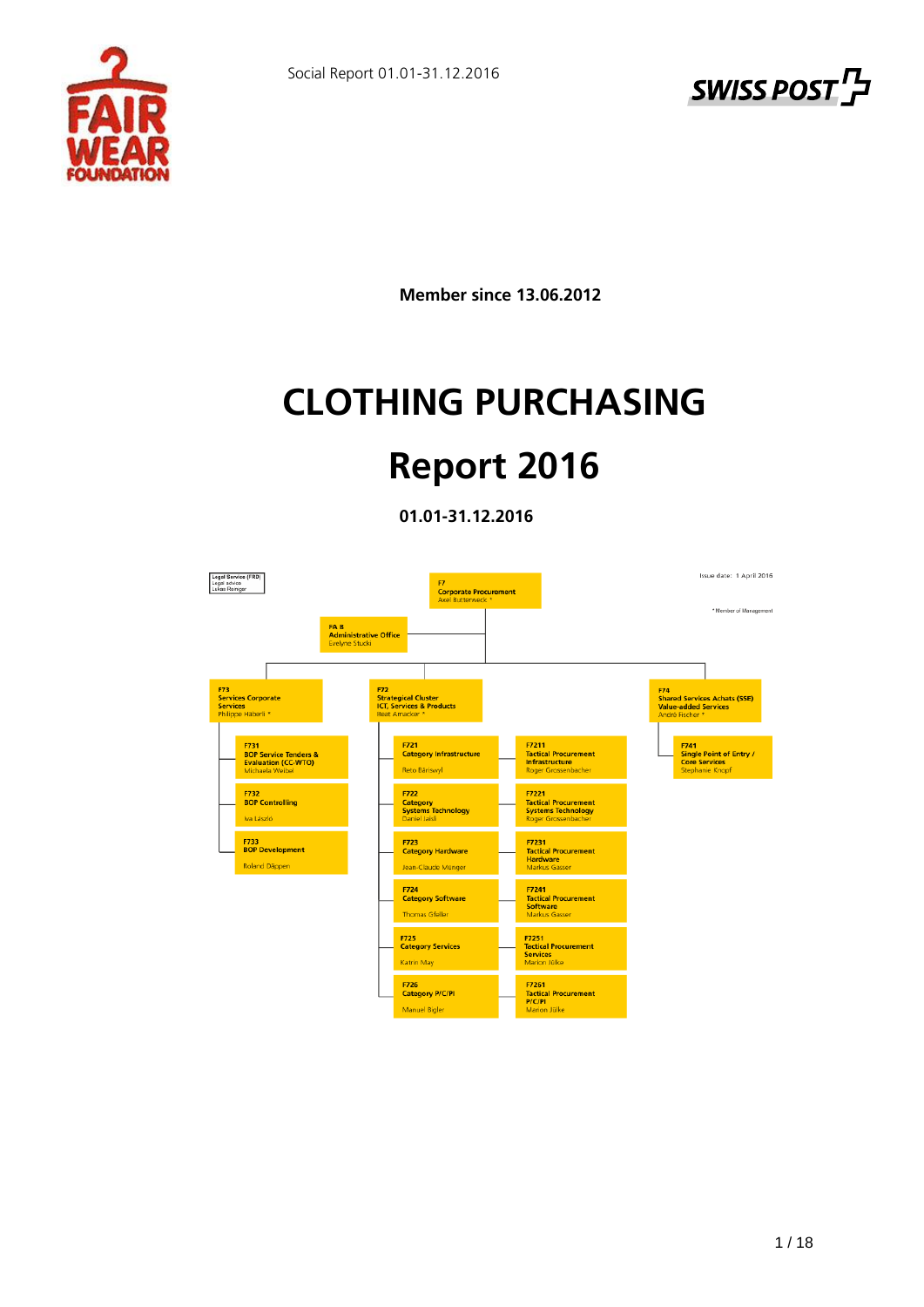Social Report 01.01-31.12.2016

**Member since 13.06.2012**

# CLOTHING PURCHASING

# Report 2016

**01.01-31.12.2016**

Legal Service (FRD)
Legal advice
Lukas Reimger

Issue date: 1 April 2016

\* Member of Management

**F7**
**Corporate Procurement**
Axel Butterweck *

**FA 8**
**Administrative Office**
Evelyne Stucki

**F73**
**Services Corporate Services**
Philippe Häberli *

- **F731** **BOP Service Tenders & Evaluation (CC-WTO)** — Michaela Weibel
- **F732** **BOP Controlling** — Iva László
- **F733** **BOP Development** — Roland Däppen

**F72**
**Strategical Cluster ICT, Services & Products**
Beat Amacker *

- **F721** **Category Infrastructure** — Reto Bärtswyl
  - **F7211** **Tactical Procurement Infrastructure** — Roger Grossenbacher
- **F722** **Category Systems Technology** — Daniel Jaisli
  - **F7221** **Tactical Procurement Systems Technology** — Roger Grossenbacher
- **F723** **Category Hardware** — Jean-Claude Münger
  - **F7231** **Tactical Procurement Hardware** — Markus Gasser
- **F724** **Category Software** — Thomas Gfeller
  - **F7241** **Tactical Procurement Software** — Markus Gasser
- **F725** **Category Services** — Katrin May
  - **F7251** **Tactical Procurement Services** — Marion Jölke
- **F726** **Category P/C/PI** — Manuel Bigler
  - **F7261** **Tactical Procurement P/C/PI** — Marion Jölke

**F74**
**Shared Services Achats (SSE) Value-added Services**
André Fischer *

- **F741** **Single Point of Entry / Core Services** — Stephanie Knopf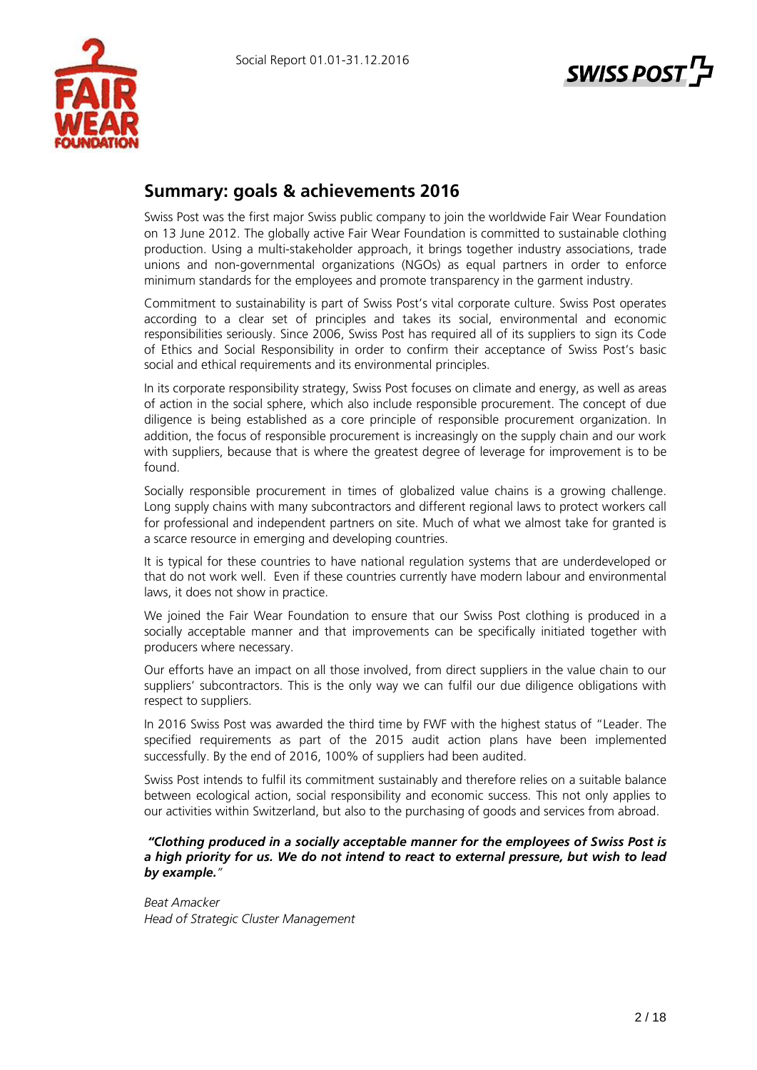## Summary: goals & achievements 2016

Swiss Post was the first major Swiss public company to join the worldwide Fair Wear Foundation on 13 June 2012. The globally active Fair Wear Foundation is committed to sustainable clothing production. Using a multi-stakeholder approach, it brings together industry associations, trade unions and non-governmental organizations (NGOs) as equal partners in order to enforce minimum standards for the employees and promote transparency in the garment industry.

Commitment to sustainability is part of Swiss Post's vital corporate culture. Swiss Post operates according to a clear set of principles and takes its social, environmental and economic responsibilities seriously. Since 2006, Swiss Post has required all of its suppliers to sign its Code of Ethics and Social Responsibility in order to confirm their acceptance of Swiss Post's basic social and ethical requirements and its environmental principles.

In its corporate responsibility strategy, Swiss Post focuses on climate and energy, as well as areas of action in the social sphere, which also include responsible procurement. The concept of due diligence is being established as a core principle of responsible procurement organization. In addition, the focus of responsible procurement is increasingly on the supply chain and our work with suppliers, because that is where the greatest degree of leverage for improvement is to be found.

Socially responsible procurement in times of globalized value chains is a growing challenge. Long supply chains with many subcontractors and different regional laws to protect workers call for professional and independent partners on site. Much of what we almost take for granted is a scarce resource in emerging and developing countries.

It is typical for these countries to have national regulation systems that are underdeveloped or that do not work well. Even if these countries currently have modern labour and environmental laws, it does not show in practice.

We joined the Fair Wear Foundation to ensure that our Swiss Post clothing is produced in a socially acceptable manner and that improvements can be specifically initiated together with producers where necessary.

Our efforts have an impact on all those involved, from direct suppliers in the value chain to our suppliers' subcontractors. This is the only way we can fulfil our due diligence obligations with respect to suppliers.

In 2016 Swiss Post was awarded the third time by FWF with the highest status of "Leader. The specified requirements as part of the 2015 audit action plans have been implemented successfully. By the end of 2016, 100% of suppliers had been audited.

Swiss Post intends to fulfil its commitment sustainably and therefore relies on a suitable balance between ecological action, social responsibility and economic success. This not only applies to our activities within Switzerland, but also to the purchasing of goods and services from abroad.

***"Clothing produced in a socially acceptable manner for the employees of Swiss Post is a high priority for us. We do not intend to react to external pressure, but wish to lead by example."***

*Beat Amacker*
*Head of Strategic Cluster Management*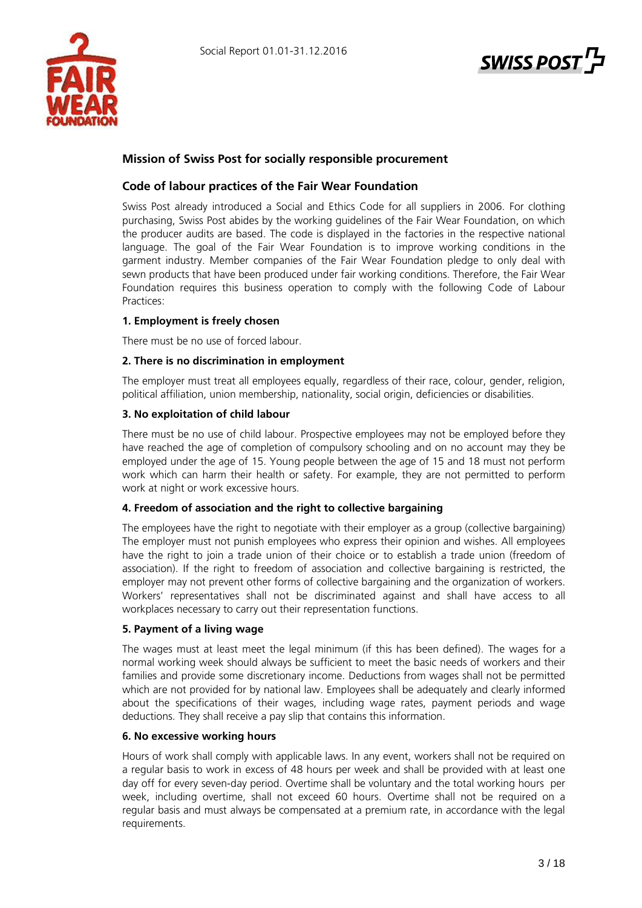## Mission of Swiss Post for socially responsible procurement

## Code of labour practices of the Fair Wear Foundation

Swiss Post already introduced a Social and Ethics Code for all suppliers in 2006. For clothing purchasing, Swiss Post abides by the working guidelines of the Fair Wear Foundation, on which the producer audits are based. The code is displayed in the factories in the respective national language. The goal of the Fair Wear Foundation is to improve working conditions in the garment industry. Member companies of the Fair Wear Foundation pledge to only deal with sewn products that have been produced under fair working conditions. Therefore, the Fair Wear Foundation requires this business operation to comply with the following Code of Labour Practices:

**1. Employment is freely chosen**

There must be no use of forced labour.

**2. There is no discrimination in employment**

The employer must treat all employees equally, regardless of their race, colour, gender, religion, political affiliation, union membership, nationality, social origin, deficiencies or disabilities.

**3. No exploitation of child labour**

There must be no use of child labour. Prospective employees may not be employed before they have reached the age of completion of compulsory schooling and on no account may they be employed under the age of 15. Young people between the age of 15 and 18 must not perform work which can harm their health or safety. For example, they are not permitted to perform work at night or work excessive hours.

**4. Freedom of association and the right to collective bargaining**

The employees have the right to negotiate with their employer as a group (collective bargaining) The employer must not punish employees who express their opinion and wishes. All employees have the right to join a trade union of their choice or to establish a trade union (freedom of association). If the right to freedom of association and collective bargaining is restricted, the employer may not prevent other forms of collective bargaining and the organization of workers. Workers' representatives shall not be discriminated against and shall have access to all workplaces necessary to carry out their representation functions.

**5. Payment of a living wage**

The wages must at least meet the legal minimum (if this has been defined). The wages for a normal working week should always be sufficient to meet the basic needs of workers and their families and provide some discretionary income. Deductions from wages shall not be permitted which are not provided for by national law. Employees shall be adequately and clearly informed about the specifications of their wages, including wage rates, payment periods and wage deductions. They shall receive a pay slip that contains this information.

**6. No excessive working hours**

Hours of work shall comply with applicable laws. In any event, workers shall not be required on a regular basis to work in excess of 48 hours per week and shall be provided with at least one day off for every seven-day period. Overtime shall be voluntary and the total working hours per week, including overtime, shall not exceed 60 hours. Overtime shall not be required on a regular basis and must always be compensated at a premium rate, in accordance with the legal requirements.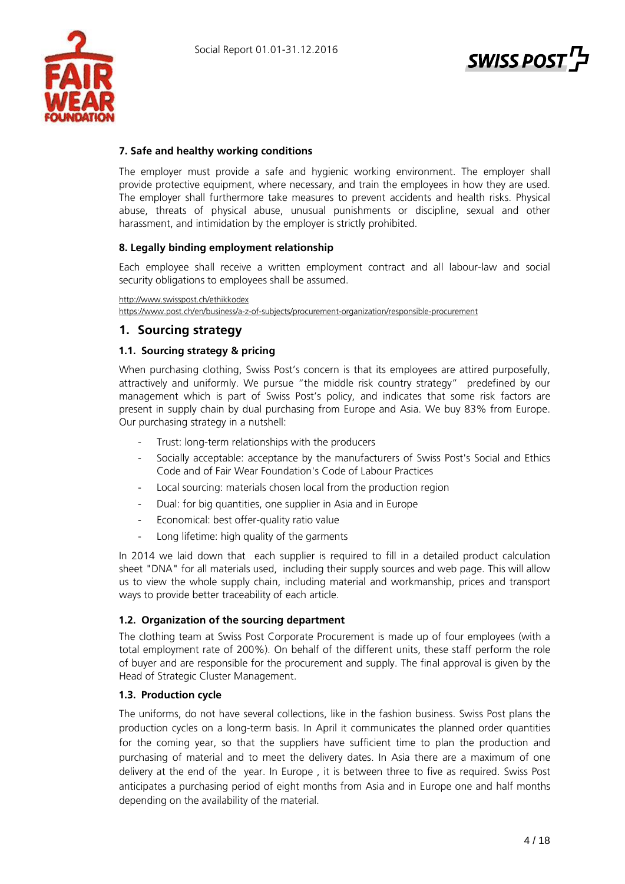**7. Safe and healthy working conditions**

The employer must provide a safe and hygienic working environment. The employer shall provide protective equipment, where necessary, and train the employees in how they are used. The employer shall furthermore take measures to prevent accidents and health risks. Physical abuse, threats of physical abuse, unusual punishments or discipline, sexual and other harassment, and intimidation by the employer is strictly prohibited.

**8. Legally binding employment relationship**

Each employee shall receive a written employment contract and all labour-law and social security obligations to employees shall be assumed.

http://www.swisspost.ch/ethikkodex
https://www.post.ch/en/business/a-z-of-subjects/procurement-organization/responsible-procurement

## 1. Sourcing strategy

### 1.1. Sourcing strategy & pricing

When purchasing clothing, Swiss Post's concern is that its employees are attired purposefully, attractively and uniformly. We pursue "the middle risk country strategy" predefined by our management which is part of Swiss Post's policy, and indicates that some risk factors are present in supply chain by dual purchasing from Europe and Asia. We buy 83% from Europe. Our purchasing strategy in a nutshell:

- Trust: long-term relationships with the producers
- Socially acceptable: acceptance by the manufacturers of Swiss Post's Social and Ethics Code and of Fair Wear Foundation's Code of Labour Practices
- Local sourcing: materials chosen local from the production region
- Dual: for big quantities, one supplier in Asia and in Europe
- Economical: best offer-quality ratio value
- Long lifetime: high quality of the garments

In 2014 we laid down that each supplier is required to fill in a detailed product calculation sheet "DNA" for all materials used, including their supply sources and web page. This will allow us to view the whole supply chain, including material and workmanship, prices and transport ways to provide better traceability of each article.

### 1.2. Organization of the sourcing department

The clothing team at Swiss Post Corporate Procurement is made up of four employees (with a total employment rate of 200%). On behalf of the different units, these staff perform the role of buyer and are responsible for the procurement and supply. The final approval is given by the Head of Strategic Cluster Management.

### 1.3. Production cycle

The uniforms, do not have several collections, like in the fashion business. Swiss Post plans the production cycles on a long-term basis. In April it communicates the planned order quantities for the coming year, so that the suppliers have sufficient time to plan the production and purchasing of material and to meet the delivery dates. In Asia there are a maximum of one delivery at the end of the year. In Europe , it is between three to five as required. Swiss Post anticipates a purchasing period of eight months from Asia and in Europe one and half months depending on the availability of the material.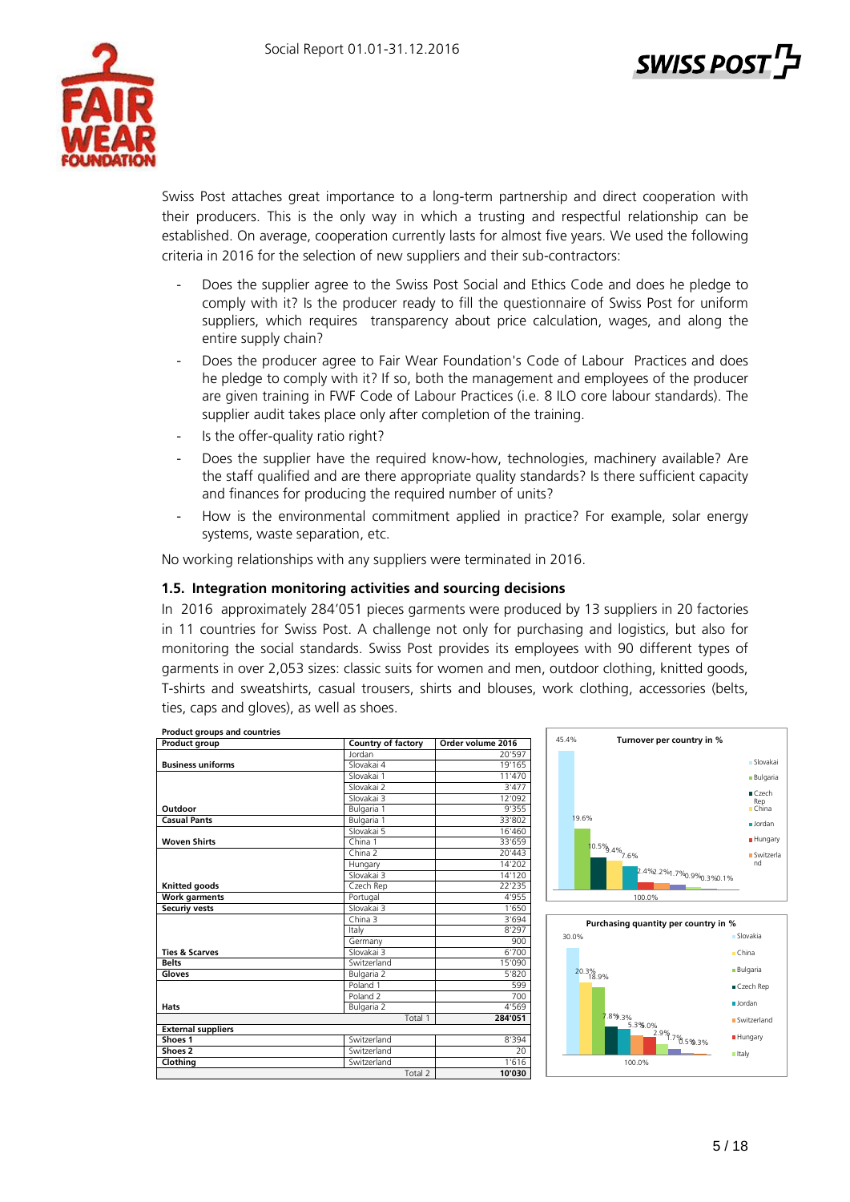Swiss Post attaches great importance to a long-term partnership and direct cooperation with their producers. This is the only way in which a trusting and respectful relationship can be established. On average, cooperation currently lasts for almost five years. We used the following criteria in 2016 for the selection of new suppliers and their sub-contractors:

- Does the supplier agree to the Swiss Post Social and Ethics Code and does he pledge to comply with it? Is the producer ready to fill the questionnaire of Swiss Post for uniform suppliers, which requires transparency about price calculation, wages, and along the entire supply chain?
- Does the producer agree to Fair Wear Foundation's Code of Labour Practices and does he pledge to comply with it? If so, both the management and employees of the producer are given training in FWF Code of Labour Practices (i.e. 8 ILO core labour standards). The supplier audit takes place only after completion of the training.
- Is the offer-quality ratio right?
- Does the supplier have the required know-how, technologies, machinery available? Are the staff qualified and are there appropriate quality standards? Is there sufficient capacity and finances for producing the required number of units?
- How is the environmental commitment applied in practice? For example, solar energy systems, waste separation, etc.

No working relationships with any suppliers were terminated in 2016.

### 1.5. Integration monitoring activities and sourcing decisions

In 2016 approximately 284'051 pieces garments were produced by 13 suppliers in 20 factories in 11 countries for Swiss Post. A challenge not only for purchasing and logistics, but also for monitoring the social standards. Swiss Post provides its employees with 90 different types of garments in over 2,053 sizes: classic suits for women and men, outdoor clothing, knitted goods, T-shirts and sweatshirts, casual trousers, shirts and blouses, work clothing, accessories (belts, ties, caps and gloves), as well as shoes.

**Product groups and countries**

| Product group | Country of factory | Order volume 2016 |
|---|---|---|
| | Jordan | 20'597 |
| **Business uniforms** | Slovakai 4 | 19'165 |
| | Slovakai 1 | 11'470 |
| | Slovakai 2 | 3'477 |
| | Slovakai 3 | 12'092 |
| **Outdoor** | Bulgaria 1 | 9'355 |
| **Casual Pants** | Bulgaria 1 | 33'802 |
| | Slovakai 5 | 16'460 |
| **Woven Shirts** | China 1 | 33'659 |
| | China 2 | 20'443 |
| | Hungary | 14'202 |
| | Slovakai 3 | 14'120 |
| **Knitted goods** | Czech Rep | 22'235 |
| **Work garments** | Portugal | 4'955 |
| **Securiy vests** | Slovakai 3 | 1'650 |
| | China 3 | 3'694 |
| | Italy | 8'297 |
| | Germany | 900 |
| **Ties & Scarves** | Slovakai 3 | 6'700 |
| **Belts** | Switzerland | 15'090 |
| **Gloves** | Bulgaria 2 | 5'820 |
| | Poland 1 | 599 |
| | Poland 2 | 700 |
| **Hats** | Bulgaria 2 | 4'569 |
| | Total 1 | **284'051** |
| **External suppliers** | | |
| **Shoes 1** | Switzerland | 8'394 |
| **Shoes 2** | Switzerland | 20 |
| **Clothing** | Switzerland | 1'616 |
| | Total 2 | **10'030** |

**Turnover per country in %**

| Country | % |
|---|---|
| Slovakai | 45.4% |
| Bulgaria | 19.6% |
| Czech Rep | 10.5% |
| China | 9.4% |
| Jordan | 7.6% |
| Hungary | 2.4% |
| Switzerland | 2.2% |
| | 1.7% |
| | 0.9% |
| | 0.3% |
| | 0.1% |
| Total | 100.0% |

**Purchasing quantity per country in %**

| Country | % |
|---|---|
| Slovakia | 30.0% |
| China | 20.3% |
| Bulgaria | 18.9% |
| Czech Rep | 7.8% |
| Jordan | 7.3% |
| Switzerland | 5.3% |
| Hungary | 5.0% |
| Italy | 2.9% |
| | 1.7% |
| | 0.5% |
| | 0.3% |
| Total | 100.0% |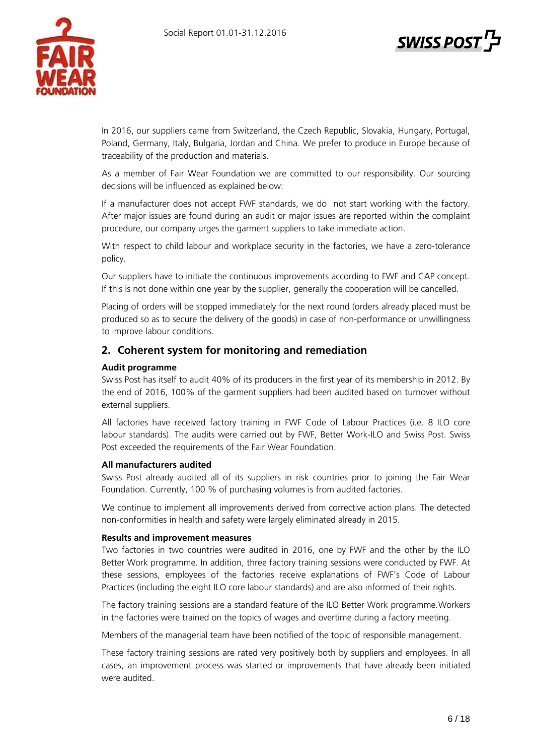In 2016, our suppliers came from Switzerland, the Czech Republic, Slovakia, Hungary, Portugal, Poland, Germany, Italy, Bulgaria, Jordan and China. We prefer to produce in Europe because of traceability of the production and materials.

As a member of Fair Wear Foundation we are committed to our responsibility. Our sourcing decisions will be influenced as explained below:

If a manufacturer does not accept FWF standards, we do not start working with the factory. After major issues are found during an audit or major issues are reported within the complaint procedure, our company urges the garment suppliers to take immediate action.

With respect to child labour and workplace security in the factories, we have a zero-tolerance policy.

Our suppliers have to initiate the continuous improvements according to FWF and CAP concept. If this is not done within one year by the supplier, generally the cooperation will be cancelled.

Placing of orders will be stopped immediately for the next round (orders already placed must be produced so as to secure the delivery of the goods) in case of non-performance or unwillingness to improve labour conditions.

## 2. Coherent system for monitoring and remediation

**Audit programme**

Swiss Post has itself to audit 40% of its producers in the first year of its membership in 2012. By the end of 2016, 100% of the garment suppliers had been audited based on turnover without external suppliers.

All factories have received factory training in FWF Code of Labour Practices (i.e. 8 ILO core labour standards). The audits were carried out by FWF, Better Work-ILO and Swiss Post. Swiss Post exceeded the requirements of the Fair Wear Foundation.

**All manufacturers audited**

Swiss Post already audited all of its suppliers in risk countries prior to joining the Fair Wear Foundation. Currently, 100 % of purchasing volumes is from audited factories.

We continue to implement all improvements derived from corrective action plans. The detected non-conformities in health and safety were largely eliminated already in 2015.

**Results and improvement measures**

Two factories in two countries were audited in 2016, one by FWF and the other by the ILO Better Work programme. In addition, three factory training sessions were conducted by FWF. At these sessions, employees of the factories receive explanations of FWF's Code of Labour Practices (including the eight ILO core labour standards) and are also informed of their rights.

The factory training sessions are a standard feature of the ILO Better Work programme.Workers in the factories were trained on the topics of wages and overtime during a factory meeting.

Members of the managerial team have been notified of the topic of responsible management.

These factory training sessions are rated very positively both by suppliers and employees. In all cases, an improvement process was started or improvements that have already been initiated were audited.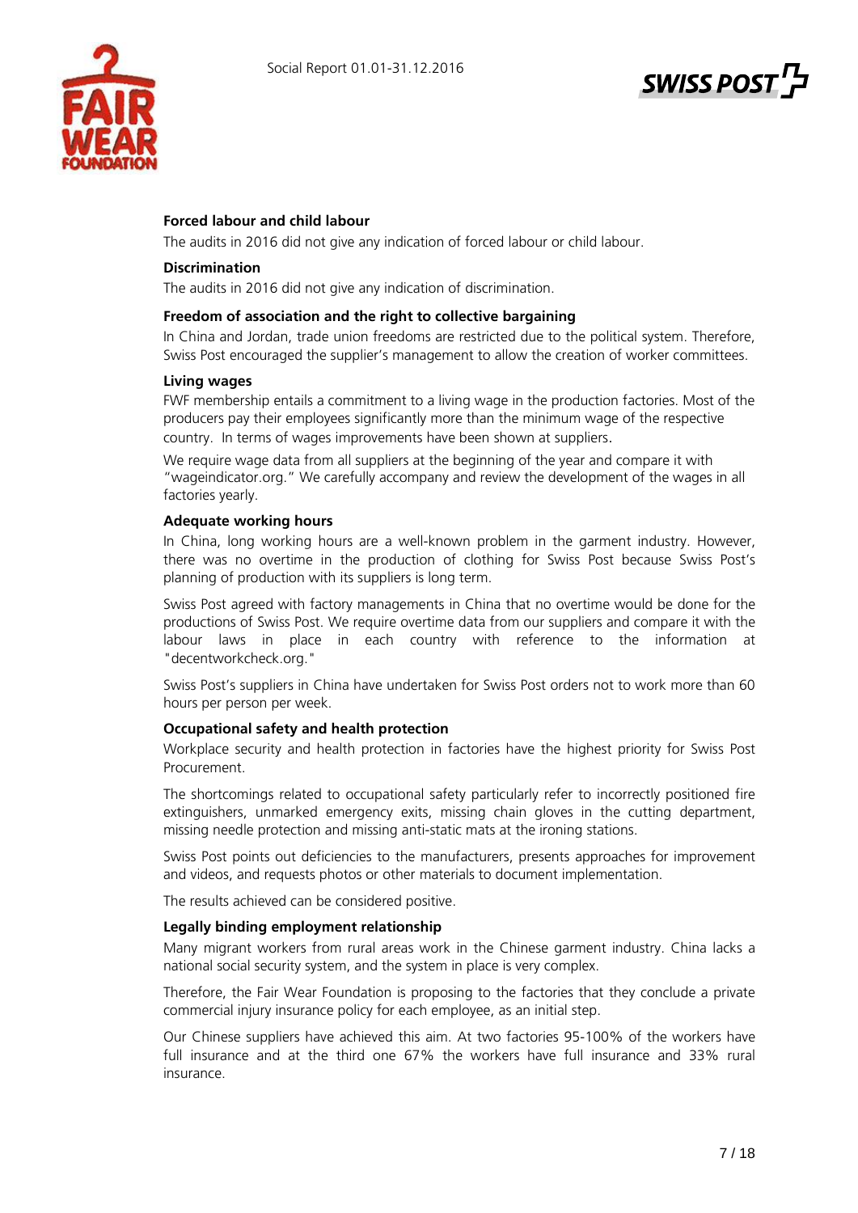### Forced labour and child labour

The audits in 2016 did not give any indication of forced labour or child labour.

### Discrimination

The audits in 2016 did not give any indication of discrimination.

### Freedom of association and the right to collective bargaining

In China and Jordan, trade union freedoms are restricted due to the political system. Therefore, Swiss Post encouraged the supplier's management to allow the creation of worker committees.

### Living wages

FWF membership entails a commitment to a living wage in the production factories. Most of the producers pay their employees significantly more than the minimum wage of the respective country. In terms of wages improvements have been shown at suppliers.

We require wage data from all suppliers at the beginning of the year and compare it with "wageindicator.org." We carefully accompany and review the development of the wages in all factories yearly.

### Adequate working hours

In China, long working hours are a well-known problem in the garment industry. However, there was no overtime in the production of clothing for Swiss Post because Swiss Post's planning of production with its suppliers is long term.

Swiss Post agreed with factory managements in China that no overtime would be done for the productions of Swiss Post. We require overtime data from our suppliers and compare it with the labour laws in place in each country with reference to the information at "decentworkcheck.org."

Swiss Post's suppliers in China have undertaken for Swiss Post orders not to work more than 60 hours per person per week.

### Occupational safety and health protection

Workplace security and health protection in factories have the highest priority for Swiss Post Procurement.

The shortcomings related to occupational safety particularly refer to incorrectly positioned fire extinguishers, unmarked emergency exits, missing chain gloves in the cutting department, missing needle protection and missing anti-static mats at the ironing stations.

Swiss Post points out deficiencies to the manufacturers, presents approaches for improvement and videos, and requests photos or other materials to document implementation.

The results achieved can be considered positive.

### Legally binding employment relationship

Many migrant workers from rural areas work in the Chinese garment industry. China lacks a national social security system, and the system in place is very complex.

Therefore, the Fair Wear Foundation is proposing to the factories that they conclude a private commercial injury insurance policy for each employee, as an initial step.

Our Chinese suppliers have achieved this aim. At two factories 95-100% of the workers have full insurance and at the third one 67% the workers have full insurance and 33% rural insurance.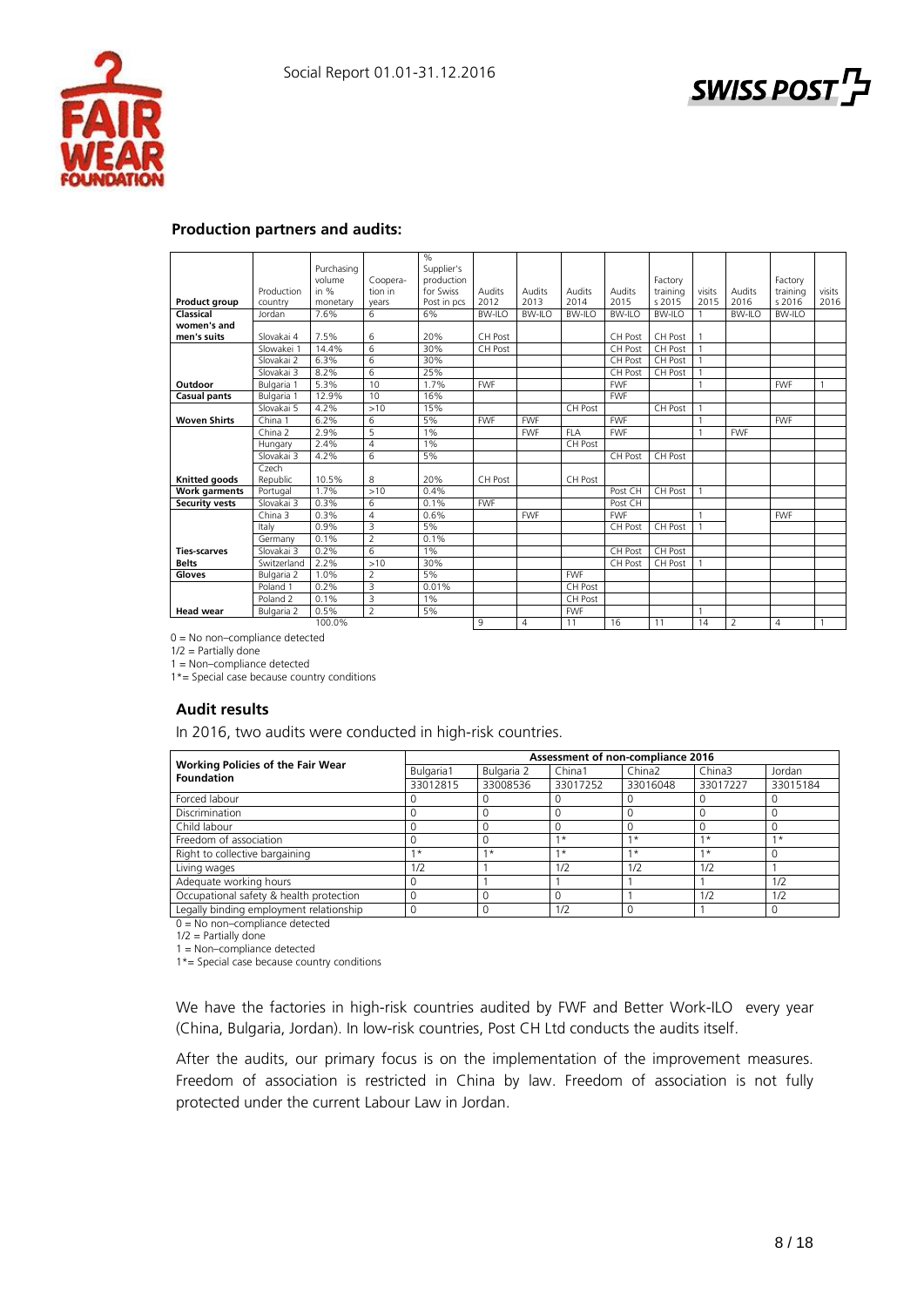### Production partners and audits:

| Product group | Production country | Purchasing volume in % monetary | Coopera-tion in years | % Supplier's production for Swiss Post in pcs | Audits 2012 | Audits 2013 | Audits 2014 | Audits 2015 | Factory trainings 2015 | visits 2015 | Audits 2016 | Factory trainings 2016 | visits 2016 |
|---|---|---|---|---|---|---|---|---|---|---|---|---|---|
| **Classical** | Jordan | 7.6% | 6 | 6% | BW-ILO | BW-ILO | BW-ILO | BW-ILO | BW-ILO | 1 | BW-ILO | BW-ILO | |
| **women's and men's suits** | Slovakai 4 | 7.5% | 6 | 20% | CH Post | | | CH Post | CH Post | 1 | | | |
| | Slowakei 1 | 14.4% | 6 | 30% | CH Post | | | CH Post | CH Post | 1 | | | |
| | Slovakai 2 | 6.3% | 6 | 30% | | | | CH Post | CH Post | 1 | | | |
| | Slovakai 3 | 8.2% | 6 | 25% | | | | CH Post | CH Post | 1 | | | |
| **Outdoor** | Bulgaria 1 | 5.3% | 10 | 1.7% | FWF | | | FWF | | 1 | | FWF | 1 |
| **Casual pants** | Bulgaria 1 | 12.9% | 10 | 16% | | | | FWF | | | | | |
| | Slovakai 5 | 4.2% | >10 | 15% | | | CH Post | | CH Post | 1 | | | |
| **Woven Shirts** | China 1 | 6.2% | 6 | 5% | FWF | FWF | | FWF | | 1 | | FWF | |
| | China 2 | 2.9% | 5 | 1% | | FWF | FLA | FWF | | 1 | FWF | | |
| | Hungary | 2.4% | 4 | 1% | | | CH Post | | | | | | |
| | Slovakai 3 | 4.2% | 6 | 5% | | | | CH Post | CH Post | | | | |
| **Knitted goods** | Czech Republic | 10.5% | 8 | 20% | CH Post | | CH Post | | | | | | |
| **Work garments** | Portugal | 1.7% | >10 | 0.4% | | | | Post CH | CH Post | 1 | | | |
| **Security vests** | Slovakai 3 | 0.3% | 6 | 0.1% | FWF | | | Post CH | | | | | |
| | China 3 | 0.3% | 4 | 0.6% | | FWF | | FWF | | 1 | | FWF | |
| | Italy | 0.9% | 3 | 5% | | | | CH Post | CH Post | 1 | | | |
| | Germany | 0.1% | 2 | 0.1% | | | | | | | | | |
| **Ties-scarves** | Slovakai 3 | 0.2% | 6 | 1% | | | | CH Post | CH Post | | | | |
| **Belts** | Switzerland | 2.2% | >10 | 30% | | | | CH Post | CH Post | 1 | | | |
| **Gloves** | Bulgaria 2 | 1.0% | 2 | 5% | | | FWF | | | | | | |
| | Poland 1 | 0.2% | 3 | 0.01% | | | CH Post | | | | | | |
| | Poland 2 | 0.1% | 3 | 1% | | | CH Post | | | | | | |
| **Head wear** | Bulgaria 2 | 0.5% | 2 | 5% | | | FWF | | | 1 | | | |
| | | 100.0% | | | 9 | 4 | 11 | 16 | 11 | 14 | 2 | 4 | 1 |

0 = No non–compliance detected
1/2 = Partially done
1 = Non–compliance detected
1*= Special case because country conditions

## Audit results

In 2016, two audits were conducted in high-risk countries.

| Working Policies of the Fair Wear Foundation | Assessment of non-compliance 2016 | | | | | |
|---|---|---|---|---|---|---|
| | Bulgaria1 | Bulgaria 2 | China1 | China2 | China3 | Jordan |
| | 33012815 | 33008536 | 33017252 | 33016048 | 33017227 | 33015184 |
| Forced labour | 0 | 0 | 0 | 0 | 0 | 0 |
| Discrimination | 0 | 0 | 0 | 0 | 0 | 0 |
| Child labour | 0 | 0 | 0 | 0 | 0 | 0 |
| Freedom of association | 0 | 0 | 1* | 1* | 1* | 1* |
| Right to collective bargaining | 1* | 1* | 1* | 1* | 1* | 0 |
| Living wages | 1/2 | 1 | 1/2 | 1/2 | 1/2 | 1 |
| Adequate working hours | 0 | 1 | 1 | 1 | 1 | 1/2 |
| Occupational safety & health protection | 0 | 0 | 0 | 1 | 1/2 | 1/2 |
| Legally binding employment relationship | 0 | 0 | 1/2 | 0 | 1 | 0 |

0 = No non–compliance detected
1/2 = Partially done
1 = Non–compliance detected
1*= Special case because country conditions

We have the factories in high-risk countries audited by FWF and Better Work-ILO every year (China, Bulgaria, Jordan). In low-risk countries, Post CH Ltd conducts the audits itself.

After the audits, our primary focus is on the implementation of the improvement measures. Freedom of association is restricted in China by law. Freedom of association is not fully protected under the current Labour Law in Jordan.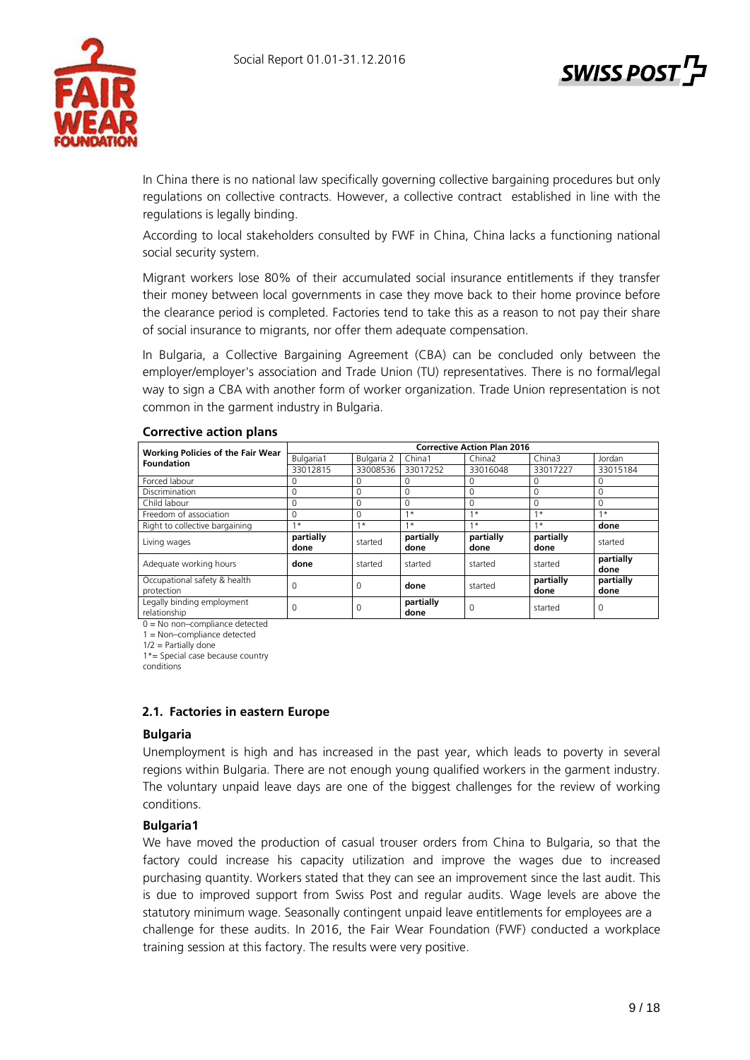In China there is no national law specifically governing collective bargaining procedures but only regulations on collective contracts. However, a collective contract established in line with the regulations is legally binding.

According to local stakeholders consulted by FWF in China, China lacks a functioning national social security system.

Migrant workers lose 80% of their accumulated social insurance entitlements if they transfer their money between local governments in case they move back to their home province before the clearance period is completed. Factories tend to take this as a reason to not pay their share of social insurance to migrants, nor offer them adequate compensation.

In Bulgaria, a Collective Bargaining Agreement (CBA) can be concluded only between the employer/employer's association and Trade Union (TU) representatives. There is no formal/legal way to sign a CBA with another form of worker organization. Trade Union representation is not common in the garment industry in Bulgaria.

**Corrective action plans**

| Working Policies of the Fair Wear Foundation | Corrective Action Plan 2016 | | | | | |
|---|---|---|---|---|---|---|
| | Bulgaria1 | Bulgaria 2 | China1 | China2 | China3 | Jordan |
| | 33012815 | 33008536 | 33017252 | 33016048 | 33017227 | 33015184 |
| Forced labour | 0 | 0 | 0 | 0 | 0 | 0 |
| Discrimination | 0 | 0 | 0 | 0 | 0 | 0 |
| Child labour | 0 | 0 | 0 | 0 | 0 | 0 |
| Freedom of association | 0 | 0 | 1* | 1* | 1* | 1* |
| Right to collective bargaining | 1* | 1* | 1* | 1* | 1* | **done** |
| Living wages | **partially done** | started | **partially done** | **partially done** | **partially done** | started |
| Adequate working hours | **done** | started | started | started | started | **partially done** |
| Occupational safety & health protection | 0 | 0 | **done** | started | **partially done** | **partially done** |
| Legally binding employment relationship | 0 | 0 | **partially done** | 0 | started | 0 |

0 = No non–compliance detected
1 = Non–compliance detected
1/2 = Partially done
1*= Special case because country conditions

### 2.1. Factories in eastern Europe

**Bulgaria**

Unemployment is high and has increased in the past year, which leads to poverty in several regions within Bulgaria. There are not enough young qualified workers in the garment industry. The voluntary unpaid leave days are one of the biggest challenges for the review of working conditions.

**Bulgaria1**

We have moved the production of casual trouser orders from China to Bulgaria, so that the factory could increase his capacity utilization and improve the wages due to increased purchasing quantity. Workers stated that they can see an improvement since the last audit. This is due to improved support from Swiss Post and regular audits. Wage levels are above the statutory minimum wage. Seasonally contingent unpaid leave entitlements for employees are a challenge for these audits. In 2016, the Fair Wear Foundation (FWF) conducted a workplace training session at this factory. The results were very positive.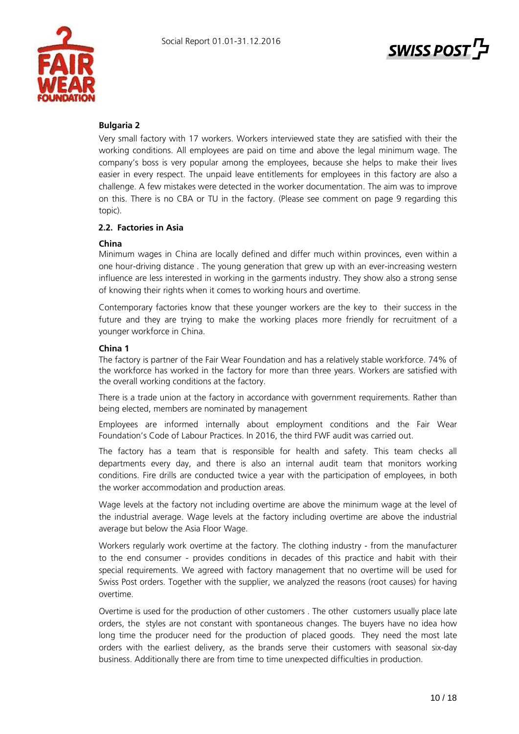**Bulgaria 2**

Very small factory with 17 workers. Workers interviewed state they are satisfied with their the working conditions. All employees are paid on time and above the legal minimum wage. The company's boss is very popular among the employees, because she helps to make their lives easier in every respect. The unpaid leave entitlements for employees in this factory are also a challenge. A few mistakes were detected in the worker documentation. The aim was to improve on this. There is no CBA or TU in the factory. (Please see comment on page 9 regarding this topic).

### 2.2. Factories in Asia

**China**

Minimum wages in China are locally defined and differ much within provinces, even within a one hour-driving distance . The young generation that grew up with an ever-increasing western influence are less interested in working in the garments industry. They show also a strong sense of knowing their rights when it comes to working hours and overtime.

Contemporary factories know that these younger workers are the key to their success in the future and they are trying to make the working places more friendly for recruitment of a younger workforce in China.

**China 1**

The factory is partner of the Fair Wear Foundation and has a relatively stable workforce. 74% of the workforce has worked in the factory for more than three years. Workers are satisfied with the overall working conditions at the factory.

There is a trade union at the factory in accordance with government requirements. Rather than being elected, members are nominated by management

Employees are informed internally about employment conditions and the Fair Wear Foundation's Code of Labour Practices. In 2016, the third FWF audit was carried out.

The factory has a team that is responsible for health and safety. This team checks all departments every day, and there is also an internal audit team that monitors working conditions. Fire drills are conducted twice a year with the participation of employees, in both the worker accommodation and production areas.

Wage levels at the factory not including overtime are above the minimum wage at the level of the industrial average. Wage levels at the factory including overtime are above the industrial average but below the Asia Floor Wage.

Workers regularly work overtime at the factory. The clothing industry - from the manufacturer to the end consumer - provides conditions in decades of this practice and habit with their special requirements. We agreed with factory management that no overtime will be used for Swiss Post orders. Together with the supplier, we analyzed the reasons (root causes) for having overtime.

Overtime is used for the production of other customers . The other customers usually place late orders, the styles are not constant with spontaneous changes. The buyers have no idea how long time the producer need for the production of placed goods. They need the most late orders with the earliest delivery, as the brands serve their customers with seasonal six-day business. Additionally there are from time to time unexpected difficulties in production.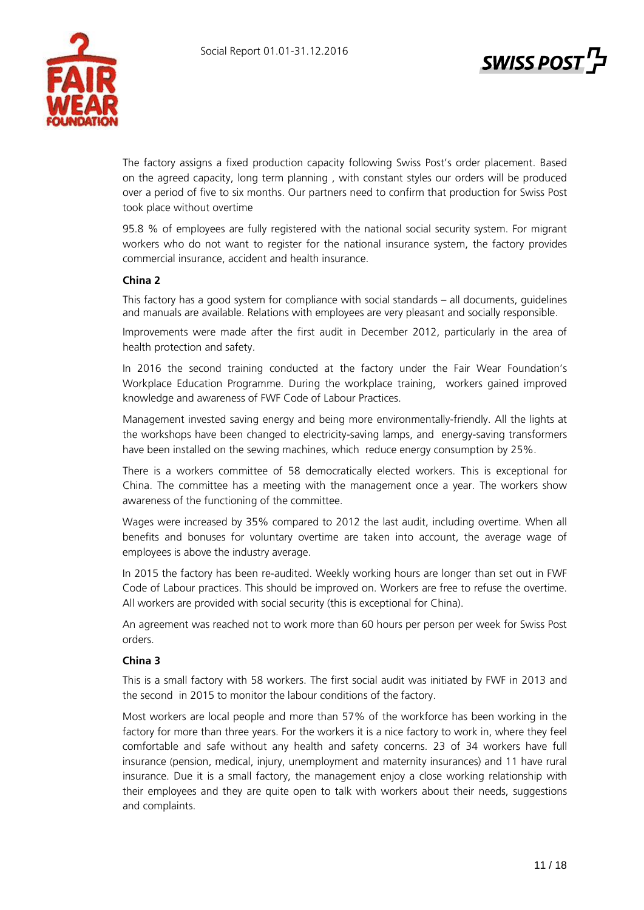The factory assigns a fixed production capacity following Swiss Post's order placement. Based on the agreed capacity, long term planning , with constant styles our orders will be produced over a period of five to six months. Our partners need to confirm that production for Swiss Post took place without overtime

95.8 % of employees are fully registered with the national social security system. For migrant workers who do not want to register for the national insurance system, the factory provides commercial insurance, accident and health insurance.

**China 2**

This factory has a good system for compliance with social standards – all documents, guidelines and manuals are available. Relations with employees are very pleasant and socially responsible.

Improvements were made after the first audit in December 2012, particularly in the area of health protection and safety.

In 2016 the second training conducted at the factory under the Fair Wear Foundation's Workplace Education Programme. During the workplace training, workers gained improved knowledge and awareness of FWF Code of Labour Practices.

Management invested saving energy and being more environmentally-friendly. All the lights at the workshops have been changed to electricity-saving lamps, and energy-saving transformers have been installed on the sewing machines, which reduce energy consumption by 25%.

There is a workers committee of 58 democratically elected workers. This is exceptional for China. The committee has a meeting with the management once a year. The workers show awareness of the functioning of the committee.

Wages were increased by 35% compared to 2012 the last audit, including overtime. When all benefits and bonuses for voluntary overtime are taken into account, the average wage of employees is above the industry average.

In 2015 the factory has been re-audited. Weekly working hours are longer than set out in FWF Code of Labour practices. This should be improved on. Workers are free to refuse the overtime. All workers are provided with social security (this is exceptional for China).

An agreement was reached not to work more than 60 hours per person per week for Swiss Post orders.

**China 3**

This is a small factory with 58 workers. The first social audit was initiated by FWF in 2013 and the second in 2015 to monitor the labour conditions of the factory.

Most workers are local people and more than 57% of the workforce has been working in the factory for more than three years. For the workers it is a nice factory to work in, where they feel comfortable and safe without any health and safety concerns. 23 of 34 workers have full insurance (pension, medical, injury, unemployment and maternity insurances) and 11 have rural insurance. Due it is a small factory, the management enjoy a close working relationship with their employees and they are quite open to talk with workers about their needs, suggestions and complaints.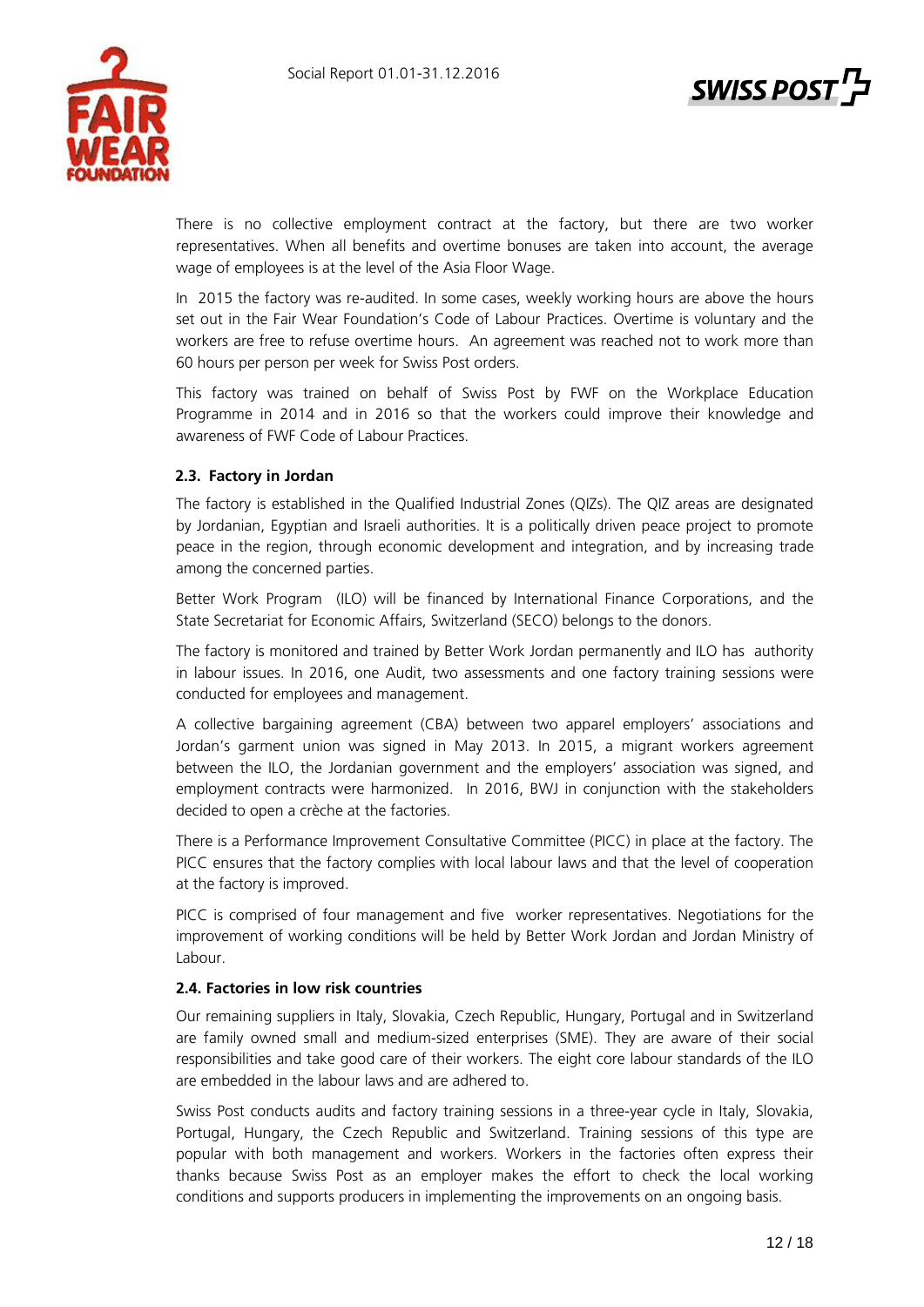There is no collective employment contract at the factory, but there are two worker representatives. When all benefits and overtime bonuses are taken into account, the average wage of employees is at the level of the Asia Floor Wage.

In 2015 the factory was re-audited. In some cases, weekly working hours are above the hours set out in the Fair Wear Foundation's Code of Labour Practices. Overtime is voluntary and the workers are free to refuse overtime hours. An agreement was reached not to work more than 60 hours per person per week for Swiss Post orders.

This factory was trained on behalf of Swiss Post by FWF on the Workplace Education Programme in 2014 and in 2016 so that the workers could improve their knowledge and awareness of FWF Code of Labour Practices.

### 2.3. Factory in Jordan

The factory is established in the Qualified Industrial Zones (QIZs). The QIZ areas are designated by Jordanian, Egyptian and Israeli authorities. It is a politically driven peace project to promote peace in the region, through economic development and integration, and by increasing trade among the concerned parties.

Better Work Program (ILO) will be financed by International Finance Corporations, and the State Secretariat for Economic Affairs, Switzerland (SECO) belongs to the donors.

The factory is monitored and trained by Better Work Jordan permanently and ILO has authority in labour issues. In 2016, one Audit, two assessments and one factory training sessions were conducted for employees and management.

A collective bargaining agreement (CBA) between two apparel employers' associations and Jordan's garment union was signed in May 2013. In 2015, a migrant workers agreement between the ILO, the Jordanian government and the employers' association was signed, and employment contracts were harmonized. In 2016, BWJ in conjunction with the stakeholders decided to open a crèche at the factories.

There is a Performance Improvement Consultative Committee (PICC) in place at the factory. The PICC ensures that the factory complies with local labour laws and that the level of cooperation at the factory is improved.

PICC is comprised of four management and five worker representatives. Negotiations for the improvement of working conditions will be held by Better Work Jordan and Jordan Ministry of Labour.

### 2.4. Factories in low risk countries

Our remaining suppliers in Italy, Slovakia, Czech Republic, Hungary, Portugal and in Switzerland are family owned small and medium-sized enterprises (SME). They are aware of their social responsibilities and take good care of their workers. The eight core labour standards of the ILO are embedded in the labour laws and are adhered to.

Swiss Post conducts audits and factory training sessions in a three-year cycle in Italy, Slovakia, Portugal, Hungary, the Czech Republic and Switzerland. Training sessions of this type are popular with both management and workers. Workers in the factories often express their thanks because Swiss Post as an employer makes the effort to check the local working conditions and supports producers in implementing the improvements on an ongoing basis.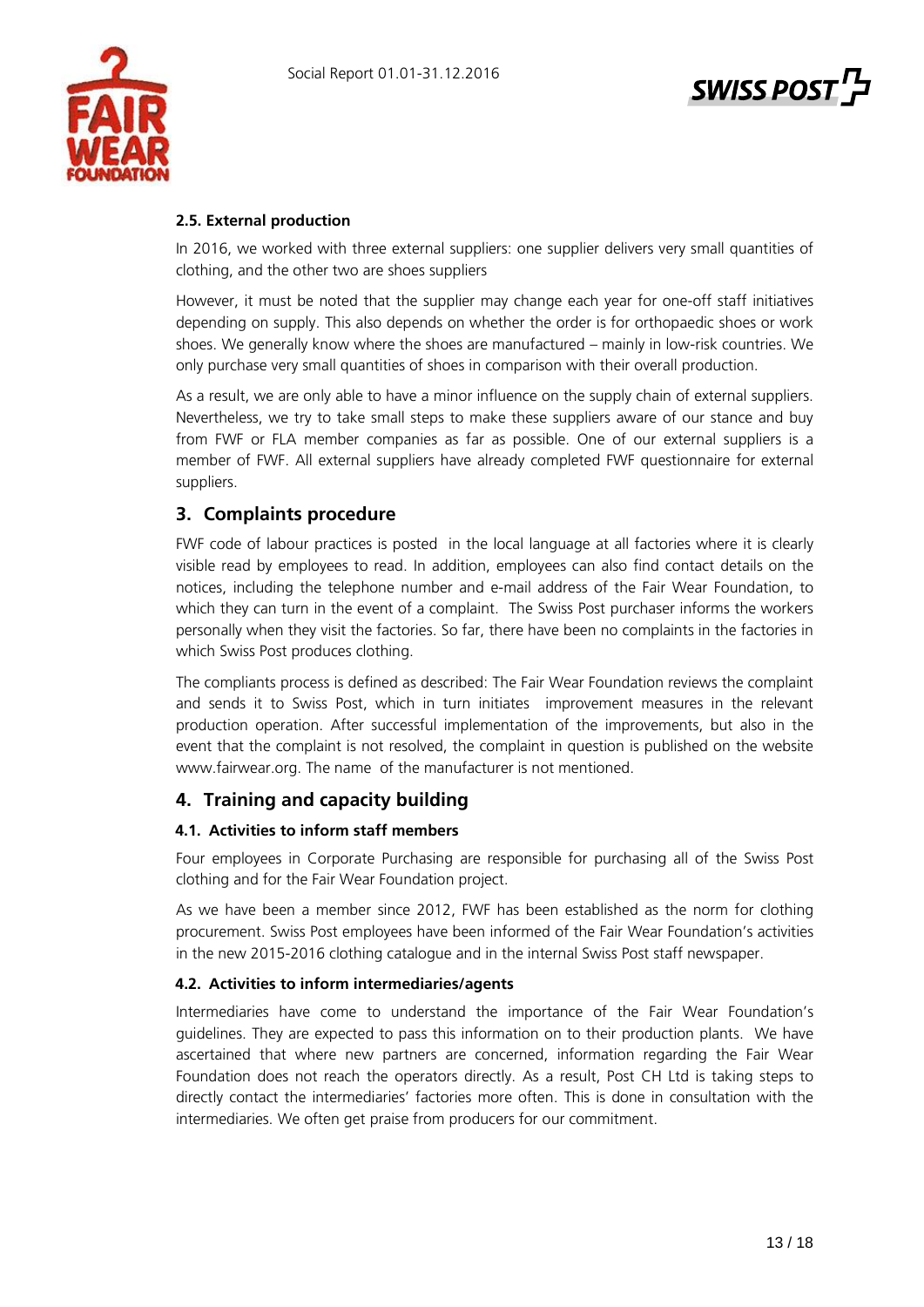### 2.5. External production

In 2016, we worked with three external suppliers: one supplier delivers very small quantities of clothing, and the other two are shoes suppliers

However, it must be noted that the supplier may change each year for one-off staff initiatives depending on supply. This also depends on whether the order is for orthopaedic shoes or work shoes. We generally know where the shoes are manufactured – mainly in low-risk countries. We only purchase very small quantities of shoes in comparison with their overall production.

As a result, we are only able to have a minor influence on the supply chain of external suppliers. Nevertheless, we try to take small steps to make these suppliers aware of our stance and buy from FWF or FLA member companies as far as possible. One of our external suppliers is a member of FWF. All external suppliers have already completed FWF questionnaire for external suppliers.

## 3. Complaints procedure

FWF code of labour practices is posted in the local language at all factories where it is clearly visible read by employees to read. In addition, employees can also find contact details on the notices, including the telephone number and e-mail address of the Fair Wear Foundation, to which they can turn in the event of a complaint. The Swiss Post purchaser informs the workers personally when they visit the factories. So far, there have been no complaints in the factories in which Swiss Post produces clothing.

The compliants process is defined as described: The Fair Wear Foundation reviews the complaint and sends it to Swiss Post, which in turn initiates improvement measures in the relevant production operation. After successful implementation of the improvements, but also in the event that the complaint is not resolved, the complaint in question is published on the website www.fairwear.org. The name of the manufacturer is not mentioned.

## 4. Training and capacity building

### 4.1. Activities to inform staff members

Four employees in Corporate Purchasing are responsible for purchasing all of the Swiss Post clothing and for the Fair Wear Foundation project.

As we have been a member since 2012, FWF has been established as the norm for clothing procurement. Swiss Post employees have been informed of the Fair Wear Foundation's activities in the new 2015-2016 clothing catalogue and in the internal Swiss Post staff newspaper.

### 4.2. Activities to inform intermediaries/agents

Intermediaries have come to understand the importance of the Fair Wear Foundation's guidelines. They are expected to pass this information on to their production plants. We have ascertained that where new partners are concerned, information regarding the Fair Wear Foundation does not reach the operators directly. As a result, Post CH Ltd is taking steps to directly contact the intermediaries' factories more often. This is done in consultation with the intermediaries. We often get praise from producers for our commitment.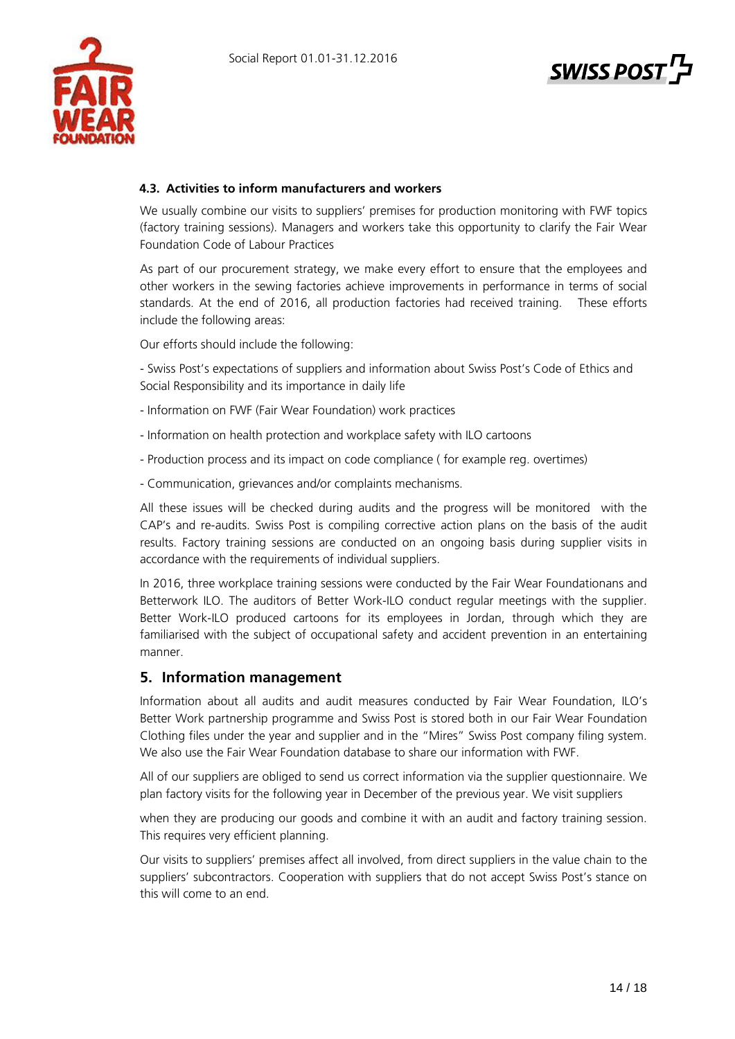### 4.3. Activities to inform manufacturers and workers

We usually combine our visits to suppliers' premises for production monitoring with FWF topics (factory training sessions). Managers and workers take this opportunity to clarify the Fair Wear Foundation Code of Labour Practices

As part of our procurement strategy, we make every effort to ensure that the employees and other workers in the sewing factories achieve improvements in performance in terms of social standards. At the end of 2016, all production factories had received training. These efforts include the following areas:

Our efforts should include the following:

- Swiss Post's expectations of suppliers and information about Swiss Post's Code of Ethics and Social Responsibility and its importance in daily life
- Information on FWF (Fair Wear Foundation) work practices
- Information on health protection and workplace safety with ILO cartoons
- Production process and its impact on code compliance ( for example reg. overtimes)
- Communication, grievances and/or complaints mechanisms.

All these issues will be checked during audits and the progress will be monitored with the CAP's and re-audits. Swiss Post is compiling corrective action plans on the basis of the audit results. Factory training sessions are conducted on an ongoing basis during supplier visits in accordance with the requirements of individual suppliers.

In 2016, three workplace training sessions were conducted by the Fair Wear Foundationans and Betterwork ILO. The auditors of Better Work-ILO conduct regular meetings with the supplier. Better Work-ILO produced cartoons for its employees in Jordan, through which they are familiarised with the subject of occupational safety and accident prevention in an entertaining manner.

## 5. Information management

Information about all audits and audit measures conducted by Fair Wear Foundation, ILO's Better Work partnership programme and Swiss Post is stored both in our Fair Wear Foundation Clothing files under the year and supplier and in the "Mires" Swiss Post company filing system. We also use the Fair Wear Foundation database to share our information with FWF.

All of our suppliers are obliged to send us correct information via the supplier questionnaire. We plan factory visits for the following year in December of the previous year. We visit suppliers

when they are producing our goods and combine it with an audit and factory training session. This requires very efficient planning.

Our visits to suppliers' premises affect all involved, from direct suppliers in the value chain to the suppliers' subcontractors. Cooperation with suppliers that do not accept Swiss Post's stance on this will come to an end.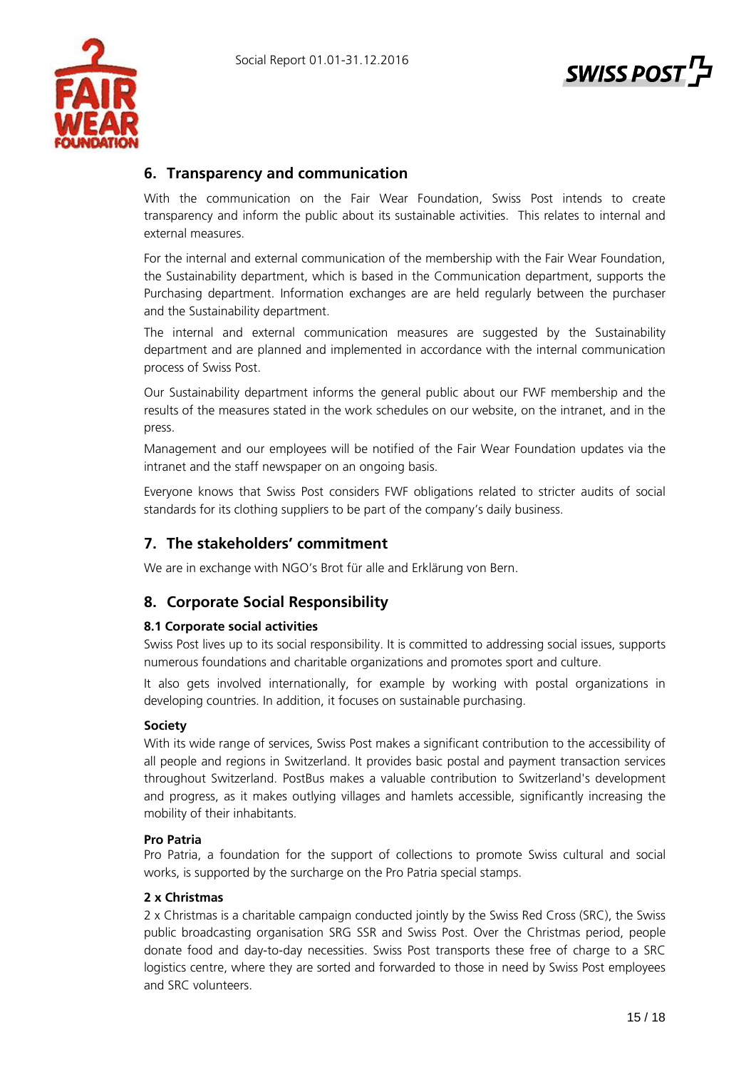## 6. Transparency and communication

With the communication on the Fair Wear Foundation, Swiss Post intends to create transparency and inform the public about its sustainable activities. This relates to internal and external measures.

For the internal and external communication of the membership with the Fair Wear Foundation, the Sustainability department, which is based in the Communication department, supports the Purchasing department. Information exchanges are are held regularly between the purchaser and the Sustainability department.

The internal and external communication measures are suggested by the Sustainability department and are planned and implemented in accordance with the internal communication process of Swiss Post.

Our Sustainability department informs the general public about our FWF membership and the results of the measures stated in the work schedules on our website, on the intranet, and in the press.

Management and our employees will be notified of the Fair Wear Foundation updates via the intranet and the staff newspaper on an ongoing basis.

Everyone knows that Swiss Post considers FWF obligations related to stricter audits of social standards for its clothing suppliers to be part of the company's daily business.

## 7. The stakeholders' commitment

We are in exchange with NGO's Brot für alle and Erklärung von Bern.

## 8. Corporate Social Responsibility

### 8.1 Corporate social activities

Swiss Post lives up to its social responsibility. It is committed to addressing social issues, supports numerous foundations and charitable organizations and promotes sport and culture.

It also gets involved internationally, for example by working with postal organizations in developing countries. In addition, it focuses on sustainable purchasing.

**Society**

With its wide range of services, Swiss Post makes a significant contribution to the accessibility of all people and regions in Switzerland. It provides basic postal and payment transaction services throughout Switzerland. PostBus makes a valuable contribution to Switzerland's development and progress, as it makes outlying villages and hamlets accessible, significantly increasing the mobility of their inhabitants.

**Pro Patria**

Pro Patria, a foundation for the support of collections to promote Swiss cultural and social works, is supported by the surcharge on the Pro Patria special stamps.

**2 x Christmas**

2 x Christmas is a charitable campaign conducted jointly by the Swiss Red Cross (SRC), the Swiss public broadcasting organisation SRG SSR and Swiss Post. Over the Christmas period, people donate food and day-to-day necessities. Swiss Post transports these free of charge to a SRC logistics centre, where they are sorted and forwarded to those in need by Swiss Post employees and SRC volunteers.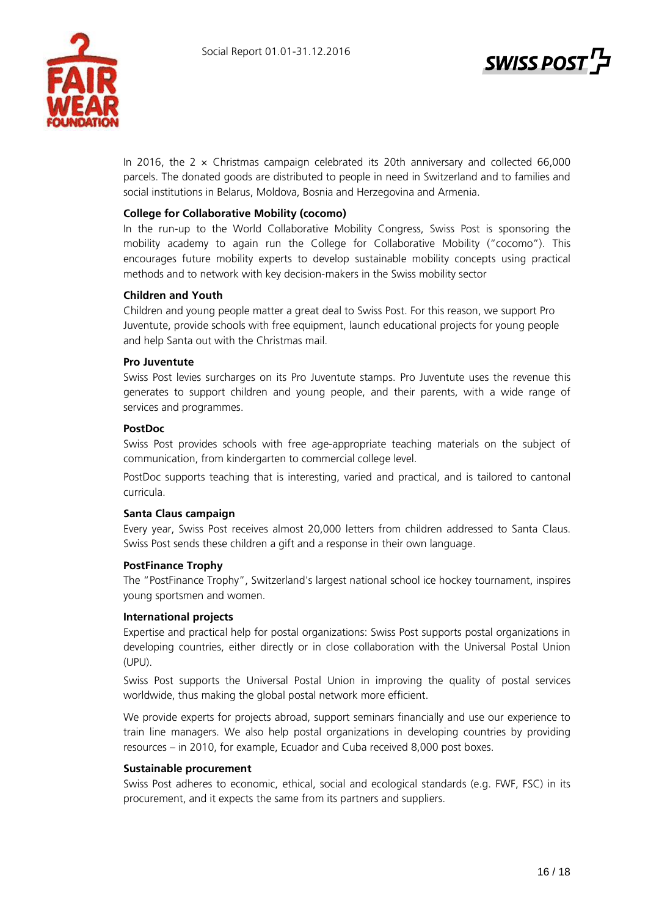In 2016, the 2 × Christmas campaign celebrated its 20th anniversary and collected 66,000 parcels. The donated goods are distributed to people in need in Switzerland and to families and social institutions in Belarus, Moldova, Bosnia and Herzegovina and Armenia.

**College for Collaborative Mobility (cocomo)**

In the run-up to the World Collaborative Mobility Congress, Swiss Post is sponsoring the mobility academy to again run the College for Collaborative Mobility ("cocomo"). This encourages future mobility experts to develop sustainable mobility concepts using practical methods and to network with key decision-makers in the Swiss mobility sector

**Children and Youth**

Children and young people matter a great deal to Swiss Post. For this reason, we support Pro Juventute, provide schools with free equipment, launch educational projects for young people and help Santa out with the Christmas mail.

**Pro Juventute**

Swiss Post levies surcharges on its Pro Juventute stamps. Pro Juventute uses the revenue this generates to support children and young people, and their parents, with a wide range of services and programmes.

**PostDoc**

Swiss Post provides schools with free age-appropriate teaching materials on the subject of communication, from kindergarten to commercial college level.

PostDoc supports teaching that is interesting, varied and practical, and is tailored to cantonal curricula.

**Santa Claus campaign**

Every year, Swiss Post receives almost 20,000 letters from children addressed to Santa Claus. Swiss Post sends these children a gift and a response in their own language.

**PostFinance Trophy**

The "PostFinance Trophy", Switzerland's largest national school ice hockey tournament, inspires young sportsmen and women.

**International projects**

Expertise and practical help for postal organizations: Swiss Post supports postal organizations in developing countries, either directly or in close collaboration with the Universal Postal Union (UPU).

Swiss Post supports the Universal Postal Union in improving the quality of postal services worldwide, thus making the global postal network more efficient.

We provide experts for projects abroad, support seminars financially and use our experience to train line managers. We also help postal organizations in developing countries by providing resources – in 2010, for example, Ecuador and Cuba received 8,000 post boxes.

**Sustainable procurement**

Swiss Post adheres to economic, ethical, social and ecological standards (e.g. FWF, FSC) in its procurement, and it expects the same from its partners and suppliers.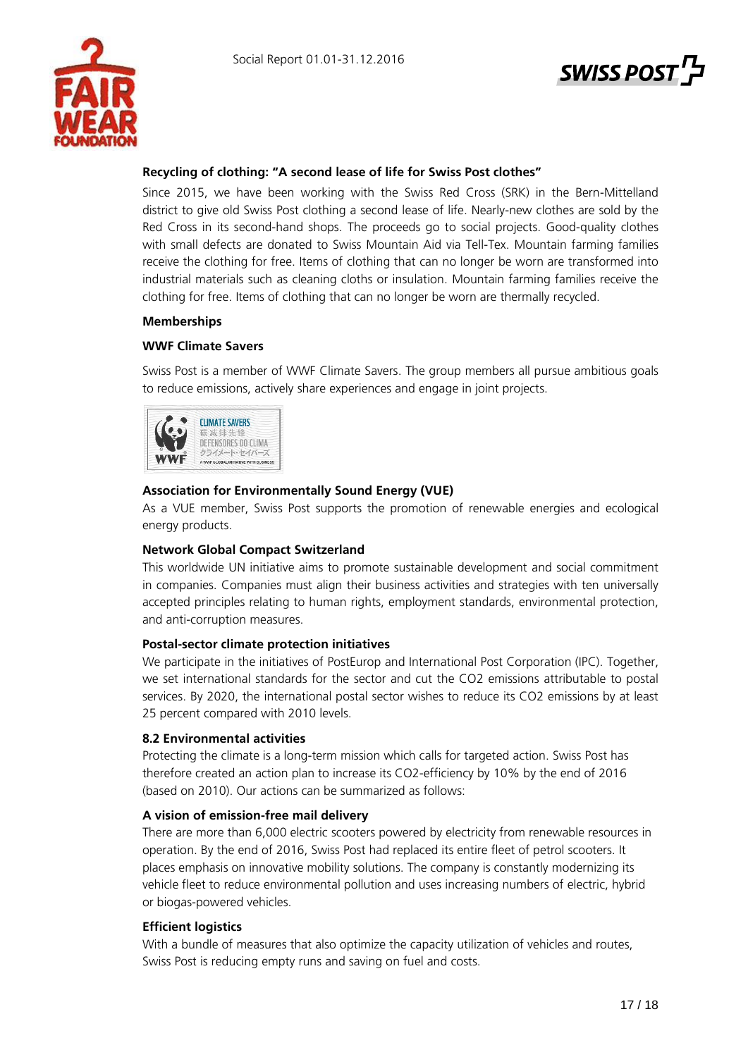**Recycling of clothing: "A second lease of life for Swiss Post clothes"**

Since 2015, we have been working with the Swiss Red Cross (SRK) in the Bern-Mittelland district to give old Swiss Post clothing a second lease of life. Nearly-new clothes are sold by the Red Cross in its second-hand shops. The proceeds go to social projects. Good-quality clothes with small defects are donated to Swiss Mountain Aid via Tell-Tex. Mountain farming families receive the clothing for free. Items of clothing that can no longer be worn are transformed into industrial materials such as cleaning cloths or insulation. Mountain farming families receive the clothing for free. Items of clothing that can no longer be worn are thermally recycled.

**Memberships**

**WWF Climate Savers**

Swiss Post is a member of WWF Climate Savers. The group members all pursue ambitious goals to reduce emissions, actively share experiences and engage in joint projects.

**Association for Environmentally Sound Energy (VUE)**

As a VUE member, Swiss Post supports the promotion of renewable energies and ecological energy products.

**Network Global Compact Switzerland**

This worldwide UN initiative aims to promote sustainable development and social commitment in companies. Companies must align their business activities and strategies with ten universally accepted principles relating to human rights, employment standards, environmental protection, and anti-corruption measures.

**Postal-sector climate protection initiatives**

We participate in the initiatives of PostEurop and International Post Corporation (IPC). Together, we set international standards for the sector and cut the CO2 emissions attributable to postal services. By 2020, the international postal sector wishes to reduce its CO2 emissions by at least 25 percent compared with 2010 levels.

**8.2 Environmental activities**

Protecting the climate is a long-term mission which calls for targeted action. Swiss Post has therefore created an action plan to increase its CO2-efficiency by 10% by the end of 2016 (based on 2010). Our actions can be summarized as follows:

**A vision of emission-free mail delivery**

There are more than 6,000 electric scooters powered by electricity from renewable resources in operation. By the end of 2016, Swiss Post had replaced its entire fleet of petrol scooters. It places emphasis on innovative mobility solutions. The company is constantly modernizing its vehicle fleet to reduce environmental pollution and uses increasing numbers of electric, hybrid or biogas-powered vehicles.

**Efficient logistics**

With a bundle of measures that also optimize the capacity utilization of vehicles and routes, Swiss Post is reducing empty runs and saving on fuel and costs.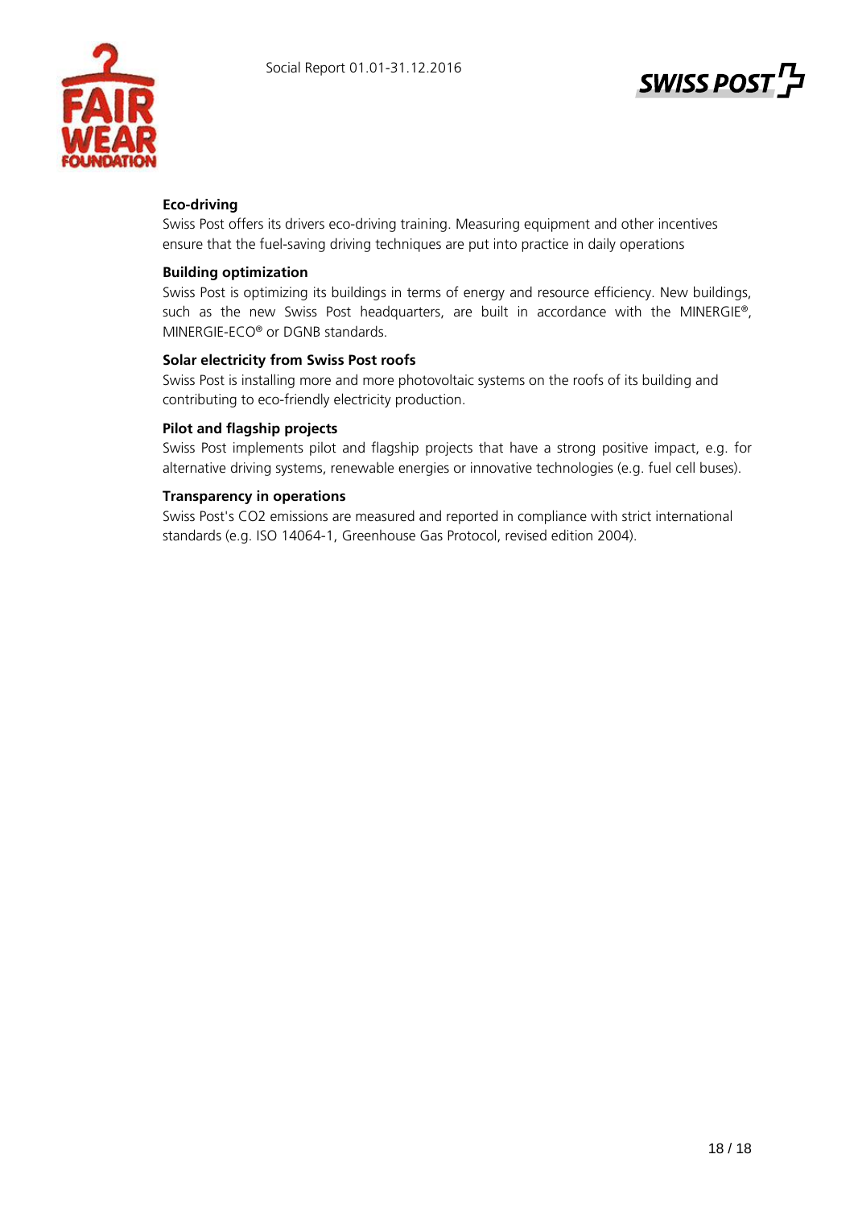**Eco-driving**

Swiss Post offers its drivers eco-driving training. Measuring equipment and other incentives ensure that the fuel-saving driving techniques are put into practice in daily operations

**Building optimization**

Swiss Post is optimizing its buildings in terms of energy and resource efficiency. New buildings, such as the new Swiss Post headquarters, are built in accordance with the MINERGIE®, MINERGIE-ECO® or DGNB standards.

**Solar electricity from Swiss Post roofs**

Swiss Post is installing more and more photovoltaic systems on the roofs of its building and contributing to eco-friendly electricity production.

**Pilot and flagship projects**

Swiss Post implements pilot and flagship projects that have a strong positive impact, e.g. for alternative driving systems, renewable energies or innovative technologies (e.g. fuel cell buses).

**Transparency in operations**

Swiss Post's CO2 emissions are measured and reported in compliance with strict international standards (e.g. ISO 14064-1, Greenhouse Gas Protocol, revised edition 2004).